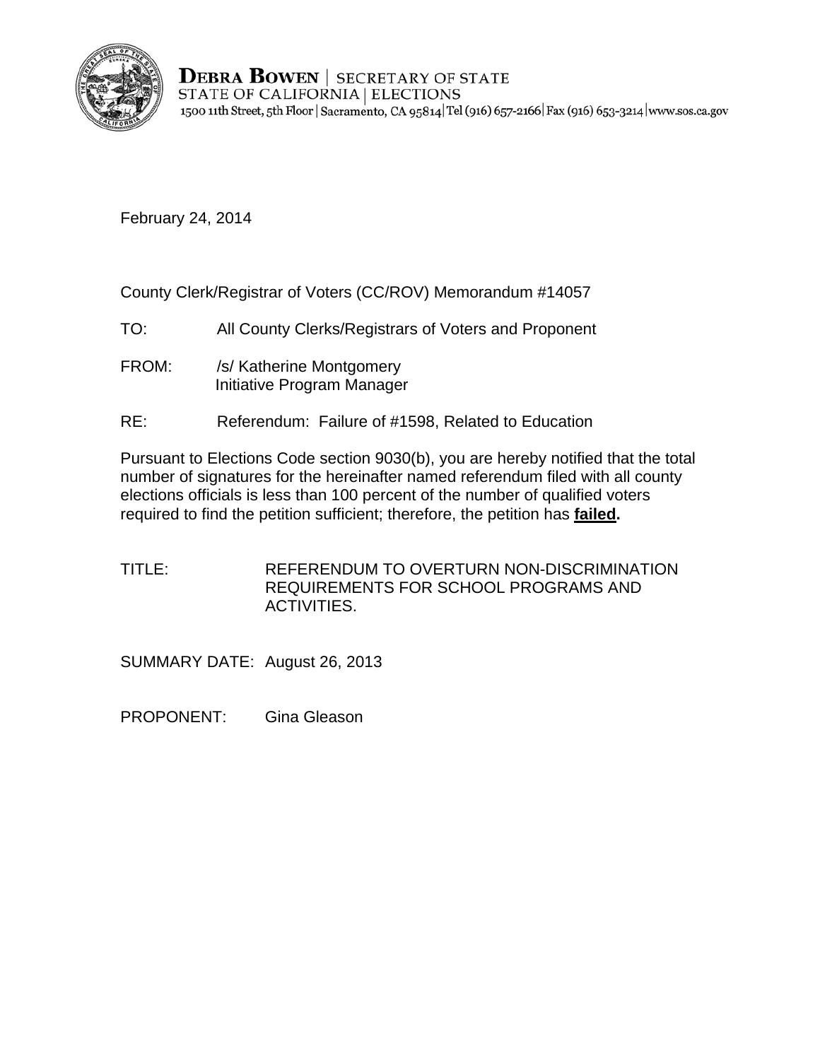**DEBRA BOWEN** | SECRETARY OF STATE
STATE OF CALIFORNIA | ELECTIONS
1500 11th Street, 5th Floor | Sacramento, CA 95814 | Tel (916) 657-2166 | Fax (916) 653-3214 | www.sos.ca.gov

February 24, 2014

County Clerk/Registrar of Voters (CC/ROV) Memorandum #14057

TO: All County Clerks/Registrars of Voters and Proponent

FROM: /s/ Katherine Montgomery
Initiative Program Manager

RE: Referendum: Failure of #1598, Related to Education

Pursuant to Elections Code section 9030(b), you are hereby notified that the total number of signatures for the hereinafter named referendum filed with all county elections officials is less than 100 percent of the number of qualified voters required to find the petition sufficient; therefore, the petition has **failed.**

TITLE: REFERENDUM TO OVERTURN NON-DISCRIMINATION REQUIREMENTS FOR SCHOOL PROGRAMS AND ACTIVITIES.

SUMMARY DATE: August 26, 2013

PROPONENT: Gina Gleason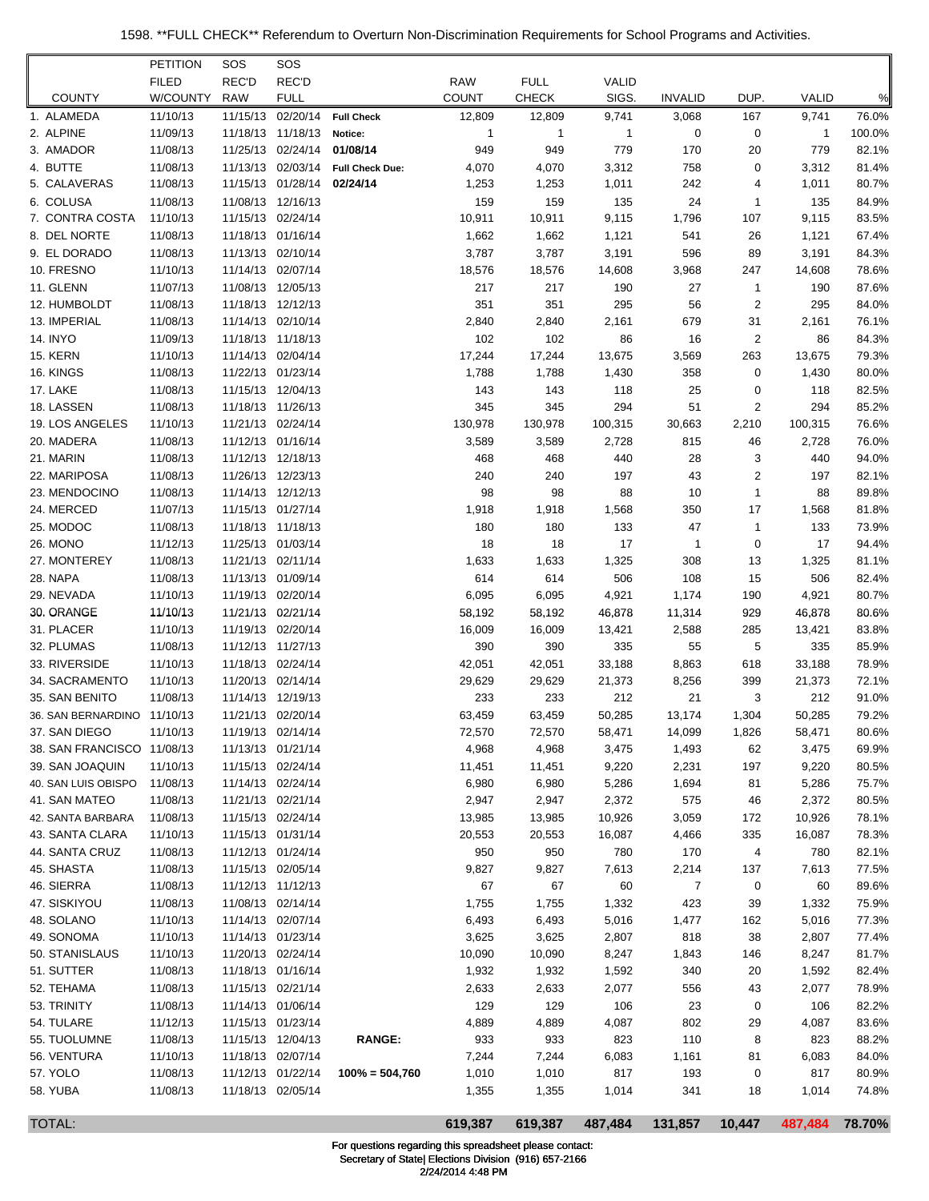1598. **FULL CHECK** Referendum to Overturn Non-Discrimination Requirements for School Programs and Activities.

| COUNTY | PETITION FILED W/COUNTY | SOS REC'D RAW | SOS REC'D FULL | | RAW COUNT | FULL CHECK | VALID SIGS. | INVALID | DUP. | VALID | % |
|---|---|---|---|---|---|---|---|---|---|---|---|
| 1. ALAMEDA | 11/10/13 | 11/15/13 | 02/20/14 | **Full Check** | 12,809 | 12,809 | 9,741 | 3,068 | 167 | 9,741 | 76.0% |
| 2. ALPINE | 11/09/13 | 11/18/13 | 11/18/13 | **Notice:** | 1 | 1 | 1 | 0 | 0 | 1 | 100.0% |
| 3. AMADOR | 11/08/13 | 11/25/13 | 02/24/14 | **01/08/14** | 949 | 949 | 779 | 170 | 20 | 779 | 82.1% |
| 4. BUTTE | 11/08/13 | 11/13/13 | 02/03/14 | **Full Check Due:** | 4,070 | 4,070 | 3,312 | 758 | 0 | 3,312 | 81.4% |
| 5. CALAVERAS | 11/08/13 | 11/15/13 | 01/28/14 | **02/24/14** | 1,253 | 1,253 | 1,011 | 242 | 4 | 1,011 | 80.7% |
| 6. COLUSA | 11/08/13 | 11/08/13 | 12/16/13 | | 159 | 159 | 135 | 24 | 1 | 135 | 84.9% |
| 7. CONTRA COSTA | 11/10/13 | 11/15/13 | 02/24/14 | | 10,911 | 10,911 | 9,115 | 1,796 | 107 | 9,115 | 83.5% |
| 8. DEL NORTE | 11/08/13 | 11/18/13 | 01/16/14 | | 1,662 | 1,662 | 1,121 | 541 | 26 | 1,121 | 67.4% |
| 9. EL DORADO | 11/08/13 | 11/13/13 | 02/10/14 | | 3,787 | 3,787 | 3,191 | 596 | 89 | 3,191 | 84.3% |
| 10. FRESNO | 11/10/13 | 11/14/13 | 02/07/14 | | 18,576 | 18,576 | 14,608 | 3,968 | 247 | 14,608 | 78.6% |
| 11. GLENN | 11/07/13 | 11/08/13 | 12/05/13 | | 217 | 217 | 190 | 27 | 1 | 190 | 87.6% |
| 12. HUMBOLDT | 11/08/13 | 11/18/13 | 12/12/13 | | 351 | 351 | 295 | 56 | 2 | 295 | 84.0% |
| 13. IMPERIAL | 11/08/13 | 11/14/13 | 02/10/14 | | 2,840 | 2,840 | 2,161 | 679 | 31 | 2,161 | 76.1% |
| 14. INYO | 11/09/13 | 11/18/13 | 11/18/13 | | 102 | 102 | 86 | 16 | 2 | 86 | 84.3% |
| 15. KERN | 11/10/13 | 11/14/13 | 02/04/14 | | 17,244 | 17,244 | 13,675 | 3,569 | 263 | 13,675 | 79.3% |
| 16. KINGS | 11/08/13 | 11/22/13 | 01/23/14 | | 1,788 | 1,788 | 1,430 | 358 | 0 | 1,430 | 80.0% |
| 17. LAKE | 11/08/13 | 11/15/13 | 12/04/13 | | 143 | 143 | 118 | 25 | 0 | 118 | 82.5% |
| 18. LASSEN | 11/08/13 | 11/18/13 | 11/26/13 | | 345 | 345 | 294 | 51 | 2 | 294 | 85.2% |
| 19. LOS ANGELES | 11/10/13 | 11/21/13 | 02/24/14 | | 130,978 | 130,978 | 100,315 | 30,663 | 2,210 | 100,315 | 76.6% |
| 20. MADERA | 11/08/13 | 11/12/13 | 01/16/14 | | 3,589 | 3,589 | 2,728 | 815 | 46 | 2,728 | 76.0% |
| 21. MARIN | 11/08/13 | 11/12/13 | 12/18/13 | | 468 | 468 | 440 | 28 | 3 | 440 | 94.0% |
| 22. MARIPOSA | 11/08/13 | 11/26/13 | 12/23/13 | | 240 | 240 | 197 | 43 | 2 | 197 | 82.1% |
| 23. MENDOCINO | 11/08/13 | 11/14/13 | 12/12/13 | | 98 | 98 | 88 | 10 | 1 | 88 | 89.8% |
| 24. MERCED | 11/07/13 | 11/15/13 | 01/27/14 | | 1,918 | 1,918 | 1,568 | 350 | 17 | 1,568 | 81.8% |
| 25. MODOC | 11/08/13 | 11/18/13 | 11/18/13 | | 180 | 180 | 133 | 47 | 1 | 133 | 73.9% |
| 26. MONO | 11/12/13 | 11/25/13 | 01/03/14 | | 18 | 18 | 17 | 1 | 0 | 17 | 94.4% |
| 27. MONTEREY | 11/08/13 | 11/21/13 | 02/11/14 | | 1,633 | 1,633 | 1,325 | 308 | 13 | 1,325 | 81.1% |
| 28. NAPA | 11/08/13 | 11/13/13 | 01/09/14 | | 614 | 614 | 506 | 108 | 15 | 506 | 82.4% |
| 29. NEVADA | 11/10/13 | 11/19/13 | 02/20/14 | | 6,095 | 6,095 | 4,921 | 1,174 | 190 | 4,921 | 80.7% |
| 30. ORANGE | 11/10/13 | 11/21/13 | 02/21/14 | | 58,192 | 58,192 | 46,878 | 11,314 | 929 | 46,878 | 80.6% |
| 31. PLACER | 11/10/13 | 11/19/13 | 02/20/14 | | 16,009 | 16,009 | 13,421 | 2,588 | 285 | 13,421 | 83.8% |
| 32. PLUMAS | 11/08/13 | 11/12/13 | 11/27/13 | | 390 | 390 | 335 | 55 | 5 | 335 | 85.9% |
| 33. RIVERSIDE | 11/10/13 | 11/18/13 | 02/24/14 | | 42,051 | 42,051 | 33,188 | 8,863 | 618 | 33,188 | 78.9% |
| 34. SACRAMENTO | 11/10/13 | 11/20/13 | 02/14/14 | | 29,629 | 29,629 | 21,373 | 8,256 | 399 | 21,373 | 72.1% |
| 35. SAN BENITO | 11/08/13 | 11/14/13 | 12/19/13 | | 233 | 233 | 212 | 21 | 3 | 212 | 91.0% |
| 36. SAN BERNARDINO | 11/10/13 | 11/21/13 | 02/20/14 | | 63,459 | 63,459 | 50,285 | 13,174 | 1,304 | 50,285 | 79.2% |
| 37. SAN DIEGO | 11/10/13 | 11/19/13 | 02/14/14 | | 72,570 | 72,570 | 58,471 | 14,099 | 1,826 | 58,471 | 80.6% |
| 38. SAN FRANCISCO | 11/08/13 | 11/13/13 | 01/21/14 | | 4,968 | 4,968 | 3,475 | 1,493 | 62 | 3,475 | 69.9% |
| 39. SAN JOAQUIN | 11/10/13 | 11/15/13 | 02/24/14 | | 11,451 | 11,451 | 9,220 | 2,231 | 197 | 9,220 | 80.5% |
| 40. SAN LUIS OBISPO | 11/08/13 | 11/14/13 | 02/24/14 | | 6,980 | 6,980 | 5,286 | 1,694 | 81 | 5,286 | 75.7% |
| 41. SAN MATEO | 11/08/13 | 11/21/13 | 02/21/14 | | 2,947 | 2,947 | 2,372 | 575 | 46 | 2,372 | 80.5% |
| 42. SANTA BARBARA | 11/08/13 | 11/15/13 | 02/24/14 | | 13,985 | 13,985 | 10,926 | 3,059 | 172 | 10,926 | 78.1% |
| 43. SANTA CLARA | 11/10/13 | 11/15/13 | 01/31/14 | | 20,553 | 20,553 | 16,087 | 4,466 | 335 | 16,087 | 78.3% |
| 44. SANTA CRUZ | 11/08/13 | 11/12/13 | 01/24/14 | | 950 | 950 | 780 | 170 | 4 | 780 | 82.1% |
| 45. SHASTA | 11/08/13 | 11/15/13 | 02/05/14 | | 9,827 | 9,827 | 7,613 | 2,214 | 137 | 7,613 | 77.5% |
| 46. SIERRA | 11/08/13 | 11/12/13 | 11/12/13 | | 67 | 67 | 60 | 7 | 0 | 60 | 89.6% |
| 47. SISKIYOU | 11/08/13 | 11/08/13 | 02/14/14 | | 1,755 | 1,755 | 1,332 | 423 | 39 | 1,332 | 75.9% |
| 48. SOLANO | 11/10/13 | 11/14/13 | 02/07/14 | | 6,493 | 6,493 | 5,016 | 1,477 | 162 | 5,016 | 77.3% |
| 49. SONOMA | 11/10/13 | 11/14/13 | 01/23/14 | | 3,625 | 3,625 | 2,807 | 818 | 38 | 2,807 | 77.4% |
| 50. STANISLAUS | 11/10/13 | 11/20/13 | 02/24/14 | | 10,090 | 10,090 | 8,247 | 1,843 | 146 | 8,247 | 81.7% |
| 51. SUTTER | 11/08/13 | 11/18/13 | 01/16/14 | | 1,932 | 1,932 | 1,592 | 340 | 20 | 1,592 | 82.4% |
| 52. TEHAMA | 11/08/13 | 11/15/13 | 02/21/14 | | 2,633 | 2,633 | 2,077 | 556 | 43 | 2,077 | 78.9% |
| 53. TRINITY | 11/08/13 | 11/14/13 | 01/06/14 | | 129 | 129 | 106 | 23 | 0 | 106 | 82.2% |
| 54. TULARE | 11/12/13 | 11/15/13 | 01/23/14 | | 4,889 | 4,889 | 4,087 | 802 | 29 | 4,087 | 83.6% |
| 55. TUOLUMNE | 11/08/13 | 11/15/13 | 12/04/13 | **RANGE:** | 933 | 933 | 823 | 110 | 8 | 823 | 88.2% |
| 56. VENTURA | 11/10/13 | 11/18/13 | 02/07/14 | | 7,244 | 7,244 | 6,083 | 1,161 | 81 | 6,083 | 84.0% |
| 57. YOLO | 11/08/13 | 11/12/13 | 01/22/14 | **100% = 504,760** | 1,010 | 1,010 | 817 | 193 | 0 | 817 | 80.9% |
| 58. YUBA | 11/08/13 | 11/18/13 | 02/05/14 | | 1,355 | 1,355 | 1,014 | 341 | 18 | 1,014 | 74.8% |
| TOTAL: | | | | | **619,387** | **619,387** | **487,484** | **131,857** | **10,447** | **487,484** | **78.70%** |

For questions regarding this spreadsheet please contact:
Secretary of State| Elections Division (916) 657-2166
2/24/2014 4:48 PM